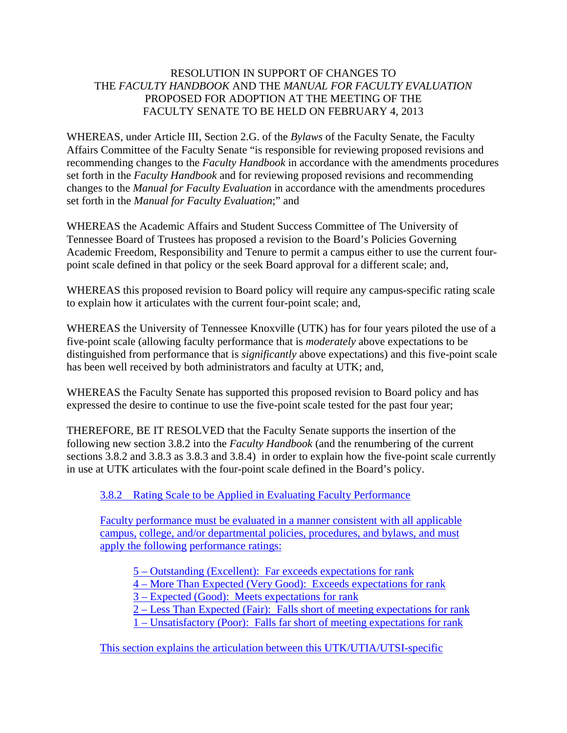RESOLUTION IN SUPPORT OF CHANGES TO THE *FACULTY HANDBOOK* AND THE *MANUAL FOR FACULTY EVALUATION* PROPOSED FOR ADOPTION AT THE MEETING OF THE FACULTY SENATE TO BE HELD ON FEBRUARY 4, 2013

WHEREAS, under Article III, Section 2.G. of the *Bylaws* of the Faculty Senate, the Faculty Affairs Committee of the Faculty Senate "is responsible for reviewing proposed revisions and recommending changes to the *Faculty Handbook* in accordance with the amendments procedures set forth in the *Faculty Handbook* and for reviewing proposed revisions and recommending changes to the *Manual for Faculty Evaluation* in accordance with the amendments procedures set forth in the *Manual for Faculty Evaluation*;" and

WHEREAS the Academic Affairs and Student Success Committee of The University of Tennessee Board of Trustees has proposed a revision to the Board's Policies Governing Academic Freedom, Responsibility and Tenure to permit a campus either to use the current four-point scale defined in that policy or the seek Board approval for a different scale; and,

WHEREAS this proposed revision to Board policy will require any campus-specific rating scale to explain how it articulates with the current four-point scale; and,

WHEREAS the University of Tennessee Knoxville (UTK) has for four years piloted the use of a five-point scale (allowing faculty performance that is *moderately* above expectations to be distinguished from performance that is *significantly* above expectations) and this five-point scale has been well received by both administrators and faculty at UTK; and,

WHEREAS the Faculty Senate has supported this proposed revision to Board policy and has expressed the desire to continue to use the five-point scale tested for the past four year;

THEREFORE, BE IT RESOLVED that the Faculty Senate supports the insertion of the following new section 3.8.2 into the *Faculty Handbook* (and the renumbering of the current sections 3.8.2 and 3.8.3 as 3.8.3 and 3.8.4) in order to explain how the five-point scale currently in use at UTK articulates with the four-point scale defined in the Board's policy.

3.8.2 Rating Scale to be Applied in Evaluating Faculty Performance

Faculty performance must be evaluated in a manner consistent with all applicable campus, college, and/or departmental policies, procedures, and bylaws, and must apply the following performance ratings:

5 – Outstanding (Excellent): Far exceeds expectations for rank
4 – More Than Expected (Very Good): Exceeds expectations for rank
3 – Expected (Good): Meets expectations for rank
2 – Less Than Expected (Fair): Falls short of meeting expectations for rank
1 – Unsatisfactory (Poor): Falls far short of meeting expectations for rank

This section explains the articulation between this UTK/UTIA/UTSI-specific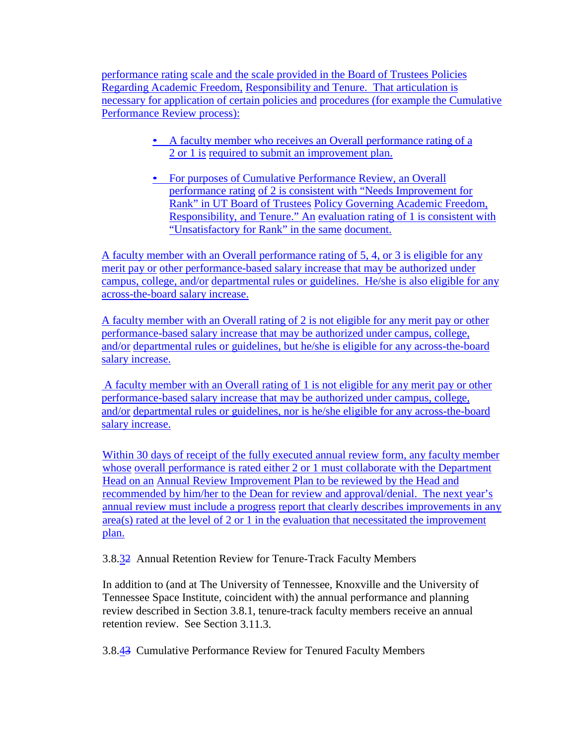performance rating scale and the scale provided in the Board of Trustees Policies Regarding Academic Freedom, Responsibility and Tenure. That articulation is necessary for application of certain policies and procedures (for example the Cumulative Performance Review process):

- A faculty member who receives an Overall performance rating of a 2 or 1 is required to submit an improvement plan.
- For purposes of Cumulative Performance Review, an Overall performance rating of 2 is consistent with "Needs Improvement for Rank" in UT Board of Trustees Policy Governing Academic Freedom, Responsibility, and Tenure." An evaluation rating of 1 is consistent with "Unsatisfactory for Rank" in the same document.

A faculty member with an Overall performance rating of 5, 4, or 3 is eligible for any merit pay or other performance-based salary increase that may be authorized under campus, college, and/or departmental rules or guidelines. He/she is also eligible for any across-the-board salary increase.

A faculty member with an Overall rating of 2 is not eligible for any merit pay or other performance-based salary increase that may be authorized under campus, college, and/or departmental rules or guidelines, but he/she is eligible for any across-the-board salary increase.

A faculty member with an Overall rating of 1 is not eligible for any merit pay or other performance-based salary increase that may be authorized under campus, college, and/or departmental rules or guidelines, nor is he/she eligible for any across-the-board salary increase.

Within 30 days of receipt of the fully executed annual review form, any faculty member whose overall performance is rated either 2 or 1 must collaborate with the Department Head on an Annual Review Improvement Plan to be reviewed by the Head and recommended by him/her to the Dean for review and approval/denial. The next year's annual review must include a progress report that clearly describes improvements in any area(s) rated at the level of 2 or 1 in the evaluation that necessitated the improvement plan.

3.8.~~2~~3 Annual Retention Review for Tenure-Track Faculty Members

In addition to (and at The University of Tennessee, Knoxville and the University of Tennessee Space Institute, coincident with) the annual performance and planning review described in Section 3.8.1, tenure-track faculty members receive an annual retention review. See Section 3.11.3.

3.8.~~3~~4 Cumulative Performance Review for Tenured Faculty Members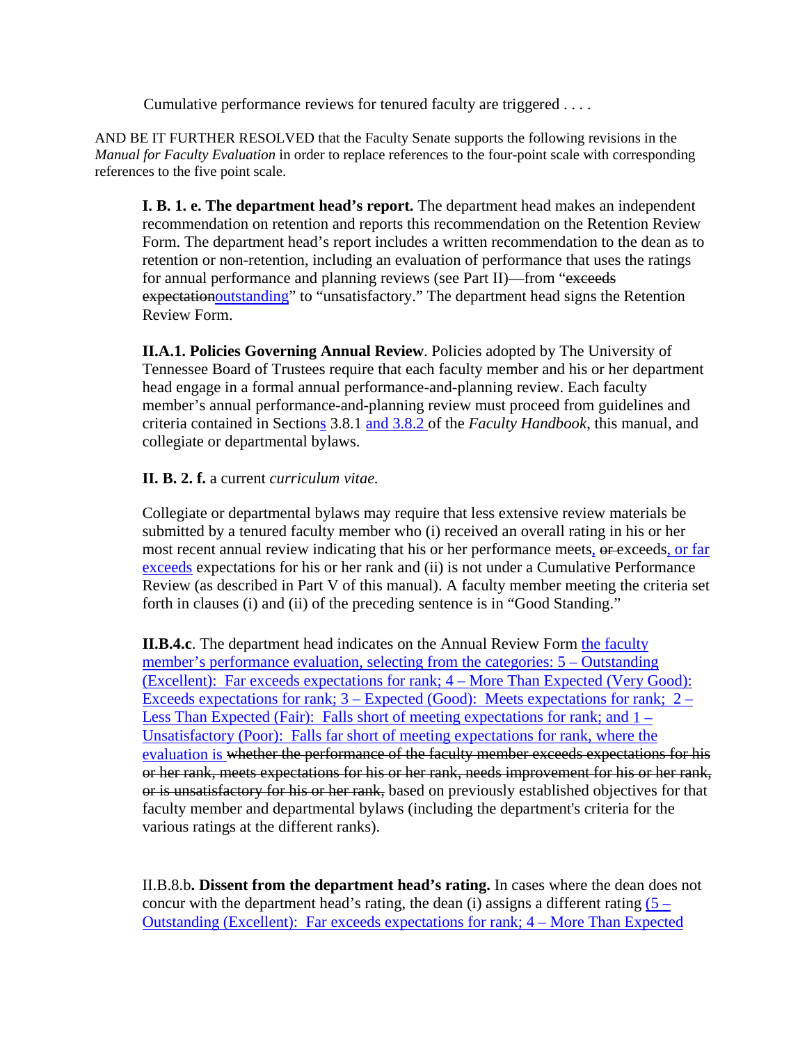Cumulative performance reviews for tenured faculty are triggered . . . .

AND BE IT FURTHER RESOLVED that the Faculty Senate supports the following revisions in the *Manual for Faculty Evaluation* in order to replace references to the four-point scale with corresponding references to the five point scale.

**I. B. 1. e. The department head's report.** The department head makes an independent recommendation on retention and reports this recommendation on the Retention Review Form. The department head's report includes a written recommendation to the dean as to retention or non-retention, including an evaluation of performance that uses the ratings for annual performance and planning reviews (see Part II)—from "~~exceeds expectation~~outstanding" to "unsatisfactory." The department head signs the Retention Review Form.

**II.A.1. Policies Governing Annual Review**. Policies adopted by The University of Tennessee Board of Trustees require that each faculty member and his or her department head engage in a formal annual performance-and-planning review. Each faculty member's annual performance-and-planning review must proceed from guidelines and criteria contained in Sections 3.8.1 and 3.8.2 of the *Faculty Handbook*, this manual, and collegiate or departmental bylaws.

**II. B. 2. f.** a current *curriculum vitae.*

Collegiate or departmental bylaws may require that less extensive review materials be submitted by a tenured faculty member who (i) received an overall rating in his or her most recent annual review indicating that his or her performance meets, ~~or~~ exceeds, or far exceeds expectations for his or her rank and (ii) is not under a Cumulative Performance Review (as described in Part V of this manual). A faculty member meeting the criteria set forth in clauses (i) and (ii) of the preceding sentence is in "Good Standing."

**II.B.4.c**. The department head indicates on the Annual Review Form the faculty member's performance evaluation, selecting from the categories: 5 – Outstanding (Excellent): Far exceeds expectations for rank; 4 – More Than Expected (Very Good): Exceeds expectations for rank; 3 – Expected (Good): Meets expectations for rank; 2 – Less Than Expected (Fair): Falls short of meeting expectations for rank; and 1 – Unsatisfactory (Poor): Falls far short of meeting expectations for rank, where the evaluation is ~~whether the performance of the faculty member exceeds expectations for his or her rank, meets expectations for his or her rank, needs improvement for his or her rank, or is unsatisfactory for his or her rank,~~ based on previously established objectives for that faculty member and departmental bylaws (including the department's criteria for the various ratings at the different ranks).

II.B.8.b**. Dissent from the department head's rating.** In cases where the dean does not concur with the department head's rating, the dean (i) assigns a different rating (5 – Outstanding (Excellent): Far exceeds expectations for rank; 4 – More Than Expected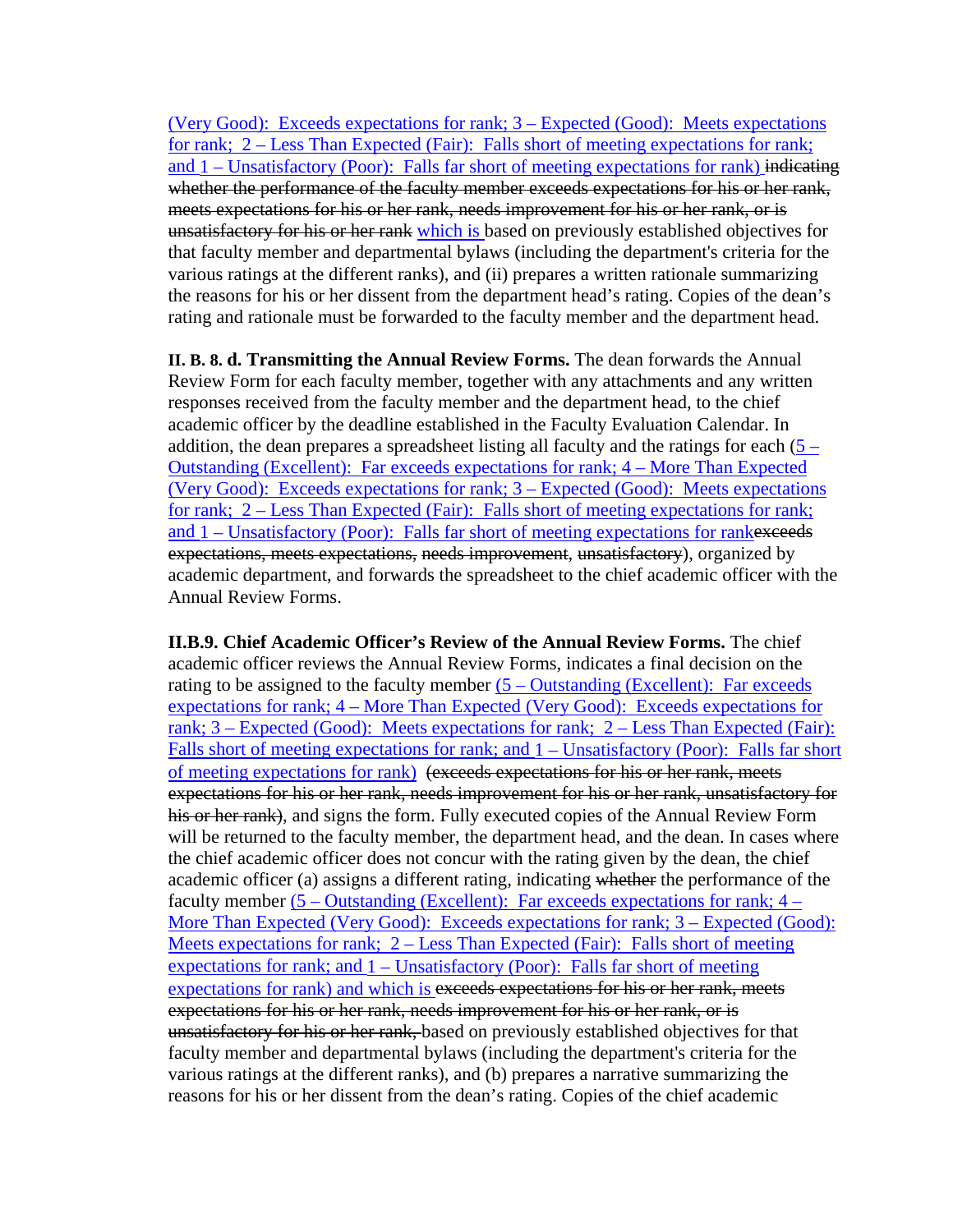(Very Good): Exceeds expectations for rank; 3 – Expected (Good): Meets expectations for rank; 2 – Less Than Expected (Fair): Falls short of meeting expectations for rank; and 1 – Unsatisfactory (Poor): Falls far short of meeting expectations for rank) ~~indicating whether the performance of the faculty member exceeds expectations for his or her rank, meets expectations for his or her rank, needs improvement for his or her rank, or is unsatisfactory for his or her rank~~ which is based on previously established objectives for that faculty member and departmental bylaws (including the department's criteria for the various ratings at the different ranks), and (ii) prepares a written rationale summarizing the reasons for his or her dissent from the department head's rating. Copies of the dean's rating and rationale must be forwarded to the faculty member and the department head.

**II. B. 8. d. Transmitting the Annual Review Forms.** The dean forwards the Annual Review Form for each faculty member, together with any attachments and any written responses received from the faculty member and the department head, to the chief academic officer by the deadline established in the Faculty Evaluation Calendar. In addition, the dean prepares a spreadsheet listing all faculty and the ratings for each (5 – Outstanding (Excellent): Far exceeds expectations for rank; 4 – More Than Expected (Very Good): Exceeds expectations for rank; 3 – Expected (Good): Meets expectations for rank; 2 – Less Than Expected (Fair): Falls short of meeting expectations for rank; and 1 – Unsatisfactory (Poor): Falls far short of meeting expectations for rank~~exceeds expectations, meets expectations, needs improvement, unsatisfactory~~), organized by academic department, and forwards the spreadsheet to the chief academic officer with the Annual Review Forms.

**II.B.9. Chief Academic Officer's Review of the Annual Review Forms.** The chief academic officer reviews the Annual Review Forms, indicates a final decision on the rating to be assigned to the faculty member (5 – Outstanding (Excellent): Far exceeds expectations for rank; 4 – More Than Expected (Very Good): Exceeds expectations for rank; 3 – Expected (Good): Meets expectations for rank; 2 – Less Than Expected (Fair): Falls short of meeting expectations for rank; and 1 – Unsatisfactory (Poor): Falls far short of meeting expectations for rank) ~~(exceeds expectations for his or her rank, meets expectations for his or her rank, needs improvement for his or her rank, unsatisfactory for his or her rank~~), and signs the form. Fully executed copies of the Annual Review Form will be returned to the faculty member, the department head, and the dean. In cases where the chief academic officer does not concur with the rating given by the dean, the chief academic officer (a) assigns a different rating, indicating ~~whether~~ the performance of the faculty member (5 – Outstanding (Excellent): Far exceeds expectations for rank; 4 – More Than Expected (Very Good): Exceeds expectations for rank; 3 – Expected (Good): Meets expectations for rank; 2 – Less Than Expected (Fair): Falls short of meeting expectations for rank; and 1 – Unsatisfactory (Poor): Falls far short of meeting expectations for rank) and which is ~~exceeds expectations for his or her rank, meets expectations for his or her rank, needs improvement for his or her rank, or is unsatisfactory for his or her rank,~~ based on previously established objectives for that faculty member and departmental bylaws (including the department's criteria for the various ratings at the different ranks), and (b) prepares a narrative summarizing the reasons for his or her dissent from the dean's rating. Copies of the chief academic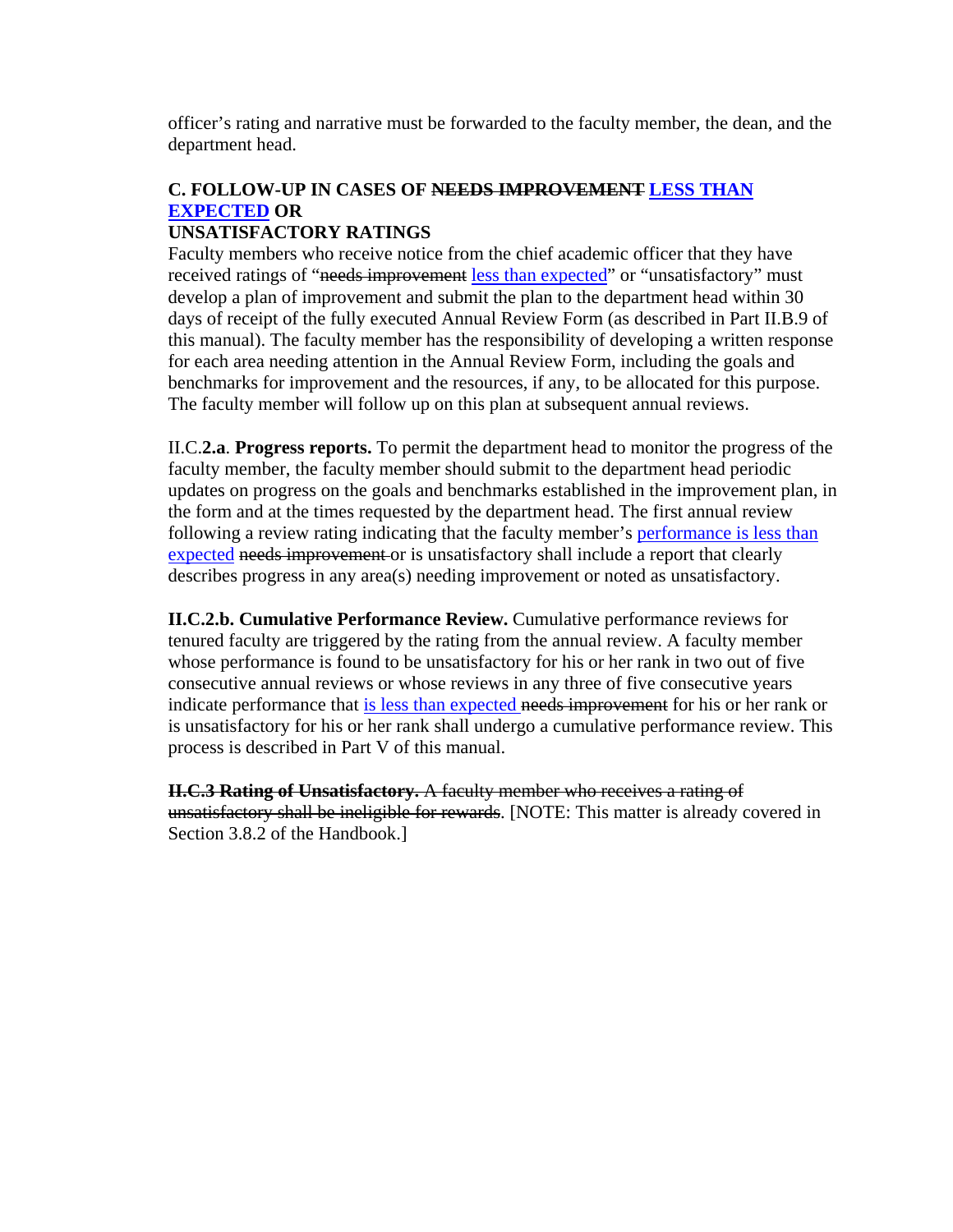officer's rating and narrative must be forwarded to the faculty member, the dean, and the department head.

### C. FOLLOW-UP IN CASES OF ~~NEEDS IMPROVEMENT~~ <u>LESS THAN EXPECTED</u> OR UNSATISFACTORY RATINGS

Faculty members who receive notice from the chief academic officer that they have received ratings of "~~needs improvement~~ <u>less than expected</u>" or "unsatisfactory" must develop a plan of improvement and submit the plan to the department head within 30 days of receipt of the fully executed Annual Review Form (as described in Part II.B.9 of this manual). The faculty member has the responsibility of developing a written response for each area needing attention in the Annual Review Form, including the goals and benchmarks for improvement and the resources, if any, to be allocated for this purpose. The faculty member will follow up on this plan at subsequent annual reviews.

II.C.**2.a**. **Progress reports.** To permit the department head to monitor the progress of the faculty member, the faculty member should submit to the department head periodic updates on progress on the goals and benchmarks established in the improvement plan, in the form and at the times requested by the department head. The first annual review following a review rating indicating that the faculty member's <u>performance is less than expected</u> ~~needs improvement~~ or is unsatisfactory shall include a report that clearly describes progress in any area(s) needing improvement or noted as unsatisfactory.

**II.C.2.b. Cumulative Performance Review.** Cumulative performance reviews for tenured faculty are triggered by the rating from the annual review. A faculty member whose performance is found to be unsatisfactory for his or her rank in two out of five consecutive annual reviews or whose reviews in any three of five consecutive years indicate performance that <u>is less than expected</u> ~~needs improvement~~ for his or her rank or is unsatisfactory for his or her rank shall undergo a cumulative performance review. This process is described in Part V of this manual.

~~**II.C.3 Rating of Unsatisfactory.** A faculty member who receives a rating of unsatisfactory shall be ineligible for rewards~~. [NOTE: This matter is already covered in Section 3.8.2 of the Handbook.]